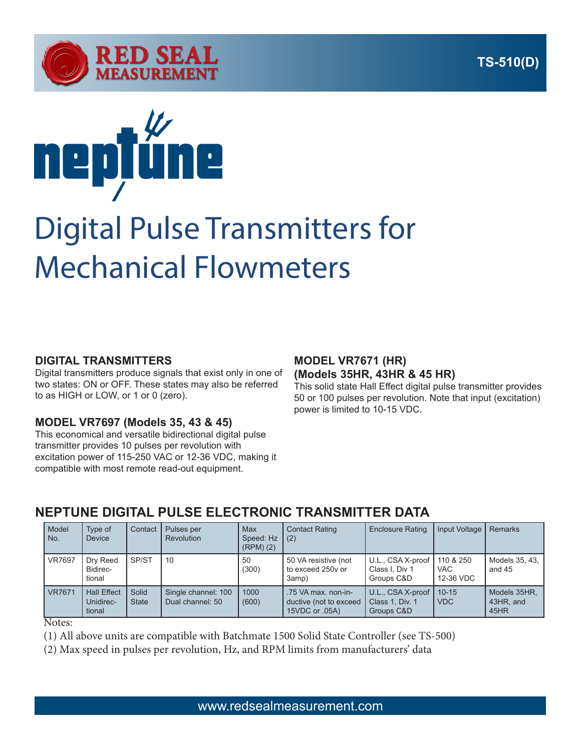RED SEAL MEASUREMENT

TS-510(D)

neptune

# Digital Pulse Transmitters for Mechanical Flowmeters

## DIGITAL TRANSMITTERS

Digital transmitters produce signals that exist only in one of two states: ON or OFF. These states may also be referred to as HIGH or LOW, or 1 or 0 (zero).

## MODEL VR7697 (Models 35, 43 & 45)

This economical and versatile bidirectional digital pulse transmitter provides 10 pulses per revolution with excitation power of 115-250 VAC or 12-36 VDC, making it compatible with most remote read-out equipment.

## MODEL VR7671 (HR) (Models 35HR, 43HR & 45 HR)

This solid state Hall Effect digital pulse transmitter provides 50 or 100 pulses per revolution. Note that input (excitation) power is limited to 10-15 VDC.

## NEPTUNE DIGITAL PULSE ELECTRONIC TRANSMITTER DATA

| Model No. | Type of Device | Contact | Pulses per Revolution | Max Speed: Hz (RPM) (2) | Contact Rating (2) | Enclosure Rating | Input Voltage | Remarks |
|---|---|---|---|---|---|---|---|---|
| VR7697 | Dry Reed Bidirectional | SP/ST | 10 | 50 (300) | 50 VA resistive (not to exceed 250v or 3amp) | U.L., CSA X-proof Class I, Div 1 Groups C&D | 110 & 250 VAC 12-36 VDC | Models 35, 43, and 45 |
| VR7671 | Hall Effect Unidirectional | Solid State | Single channel: 100 Dual channel: 50 | 1000 (600) | .75 VA max. non-inductive (not to exceed 15VDC or .05A) | U.L., CSA X-proof Class 1, Div. 1 Groups C&D | 10-15 VDC | Models 35HR, 43HR, and 45HR |

Notes:

(1) All above units are compatible with Batchmate 1500 Solid State Controller (see TS-500)

(2) Max speed in pulses per revolution, Hz, and RPM limits from manufacturers' data

www.redsealmeasurement.com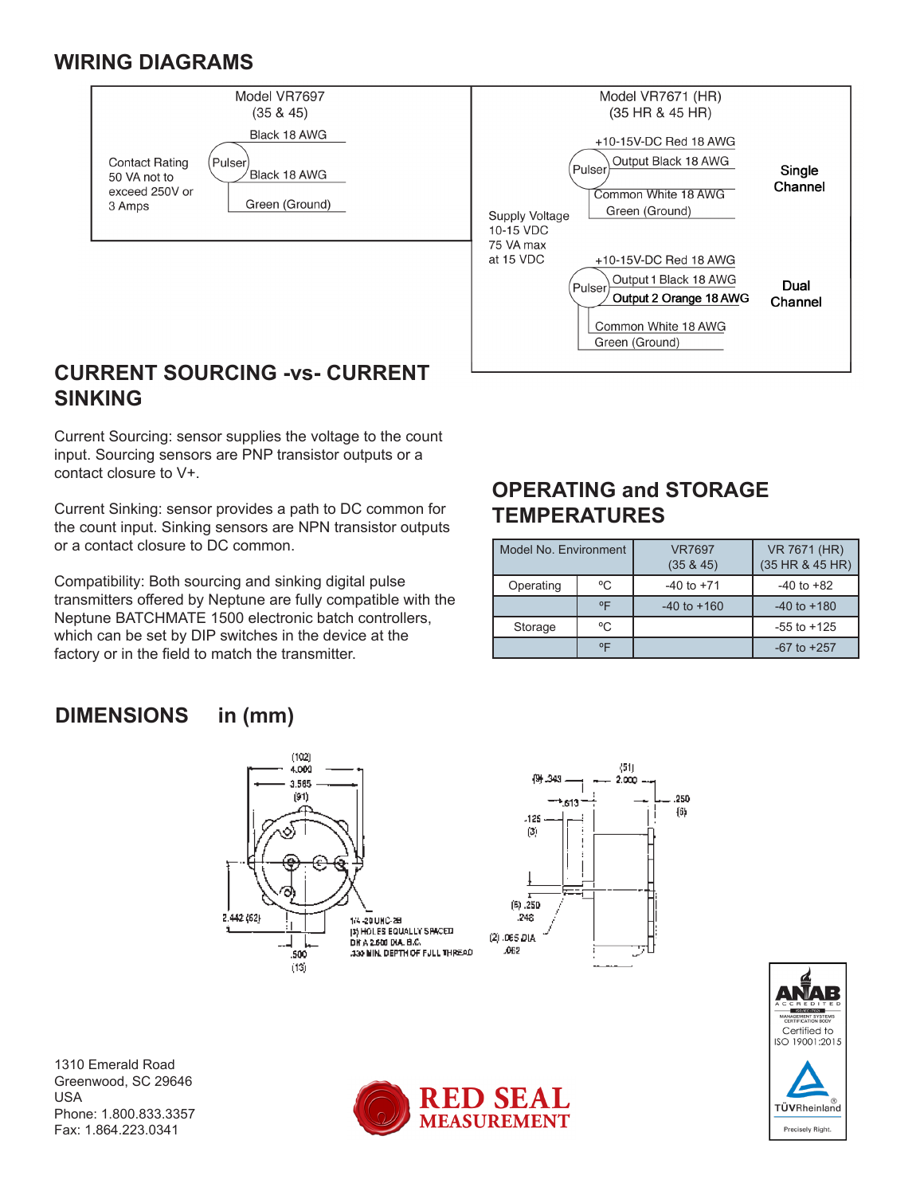## WIRING DIAGRAMS

Model VR7697
(35 & 45)

Black 18 AWG

Contact Rating
50 VA not to
exceed 250V or
3 Amps

Pulser

Black 18 AWG

Green (Ground)

Model VR7671 (HR)
(35 HR & 45 HR)

+10-15V-DC Red 18 AWG

Pulser

Output Black 18 AWG

Common White 18 AWG

Green (Ground)

**Single Channel**

Supply Voltage
10-15 VDC
75 VA max
at 15 VDC

+10-15V-DC Red 18 AWG

Pulser

Output 1 Black 18 AWG

**Output 2 Orange 18 AWG**

Common White 18 AWG

Green (Ground)

**Dual Channel**

## CURRENT SOURCING -vs- CURRENT SINKING

Current Sourcing: sensor supplies the voltage to the count input. Sourcing sensors are PNP transistor outputs or a contact closure to V+.

Current Sinking: sensor provides a path to DC common for the count input. Sinking sensors are NPN transistor outputs or a contact closure to DC common.

Compatibility: Both sourcing and sinking digital pulse transmitters offered by Neptune are fully compatible with the Neptune BATCHMATE 1500 electronic batch controllers, which can be set by DIP switches in the device at the factory or in the field to match the transmitter.

## OPERATING and STORAGE TEMPERATURES

| Model No. Environment | | VR7697 (35 & 45) | VR 7671 (HR) (35 HR & 45 HR) |
|---|---|---|---|
| Operating | ºC | -40 to +71 | -40 to +82 |
| | ºF | -40 to +160 | -40 to +180 |
| Storage | ºC | | -55 to +125 |
| | ºF | | -67 to +257 |

## DIMENSIONS in (mm)

(102)
4.000
3.585
(91)
2.442 (62)
.500
(13)
1/4-20 UNC-2B
(3) HOLES EQUALLY SPACED
ON A 2.600 DIA. B.C.
.330 MIN. DEPTH OF FULL THREAD

(9) .343
(51)
2.000
.613
.250
(6)
.125
(3)
(6) .250
.248
(2) .065 DIA
.062

1310 Emerald Road
Greenwood, SC 29646
USA
Phone: 1.800.833.3357
Fax: 1.864.223.0341

RED SEAL MEASUREMENT

ANAB ACCREDITED
Certified to
ISO 19001:2015
TÜVRheinland
Precisely Right.